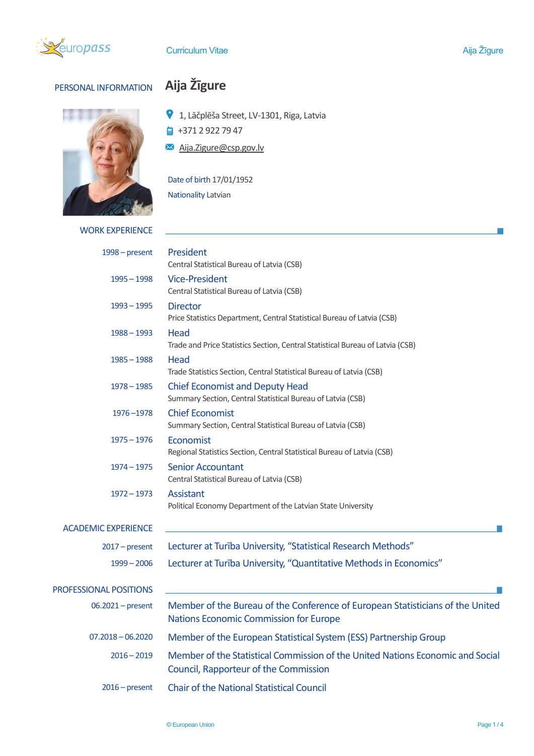# Curriculum Vitae

## PERSONAL INFORMATION

### Aija Žīgure

1, Lāčplēša Street, LV-1301, Riga, Latvia

+371 2 922 79 47

Aija.Zigure@csp.gov.lv

Date of birth 17/01/1952

Nationality Latvian

## WORK EXPERIENCE

**1998 – present**
President
Central Statistical Bureau of Latvia (CSB)

**1995 – 1998**
Vice-President
Central Statistical Bureau of Latvia (CSB)

**1993 – 1995**
Director
Price Statistics Department, Central Statistical Bureau of Latvia (CSB)

**1988 – 1993**
Head
Trade and Price Statistics Section, Central Statistical Bureau of Latvia (CSB)

**1985 – 1988**
Head
Trade Statistics Section, Central Statistical Bureau of Latvia (CSB)

**1978 – 1985**
Chief Economist and Deputy Head
Summary Section, Central Statistical Bureau of Latvia (CSB)

**1976 –1978**
Chief Economist
Summary Section, Central Statistical Bureau of Latvia (CSB)

**1975 – 1976**
Economist
Regional Statistics Section, Central Statistical Bureau of Latvia (CSB)

**1974 – 1975**
Senior Accountant
Central Statistical Bureau of Latvia (CSB)

**1972 – 1973**
Assistant
Political Economy Department of the Latvian State University

## ACADEMIC EXPERIENCE

**2017 – present**
Lecturer at Turība University, “Statistical Research Methods”

**1999 – 2006**
Lecturer at Turība University, “Quantitative Methods in Economics”

## PROFESSIONAL POSITIONS

**06.2021 – present**
Member of the Bureau of the Conference of European Statisticians of the United Nations Economic Commission for Europe

**07.2018 – 06.2020**
Member of the European Statistical System (ESS) Partnership Group

**2016 – 2019**
Member of the Statistical Commission of the United Nations Economic and Social Council, Rapporteur of the Commission

**2016 – present**
Chair of the National Statistical Council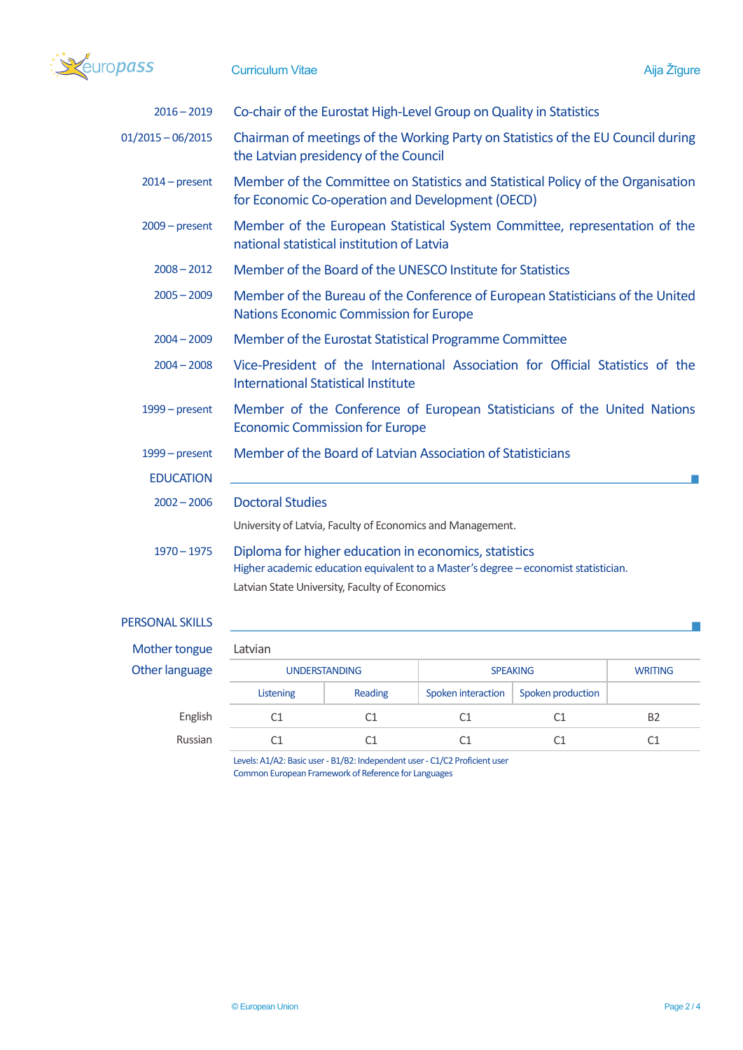| | |
|---|---|
| 2016 – 2019 | Co-chair of the Eurostat High-Level Group on Quality in Statistics |
| 01/2015 – 06/2015 | Chairman of meetings of the Working Party on Statistics of the EU Council during the Latvian presidency of the Council |
| 2014 – present | Member of the Committee on Statistics and Statistical Policy of the Organisation for Economic Co-operation and Development (OECD) |
| 2009 – present | Member of the European Statistical System Committee, representation of the national statistical institution of Latvia |
| 2008 – 2012 | Member of the Board of the UNESCO Institute for Statistics |
| 2005 – 2009 | Member of the Bureau of the Conference of European Statisticians of the United Nations Economic Commission for Europe |
| 2004 – 2009 | Member of the Eurostat Statistical Programme Committee |
| 2004 – 2008 | Vice-President of the International Association for Official Statistics of the International Statistical Institute |
| 1999 – present | Member of the Conference of European Statisticians of the United Nations Economic Commission for Europe |
| 1999 – present | Member of the Board of Latvian Association of Statisticians |

## EDUCATION

**2002 – 2006** Doctoral Studies

University of Latvia, Faculty of Economics and Management.

**1970 – 1975** Diploma for higher education in economics, statistics

Higher academic education equivalent to a Master's degree – economist statistician.

Latvian State University, Faculty of Economics

## PERSONAL SKILLS

**Mother tongue** Latvian

**Other language**

| | UNDERSTANDING | | SPEAKING | | WRITING |
|---|---|---|---|---|---|
| | Listening | Reading | Spoken interaction | Spoken production | |
| English | C1 | C1 | C1 | C1 | B2 |
| Russian | C1 | C1 | C1 | C1 | C1 |

Levels: A1/A2: Basic user - B1/B2: Independent user - C1/C2 Proficient user
Common European Framework of Reference for Languages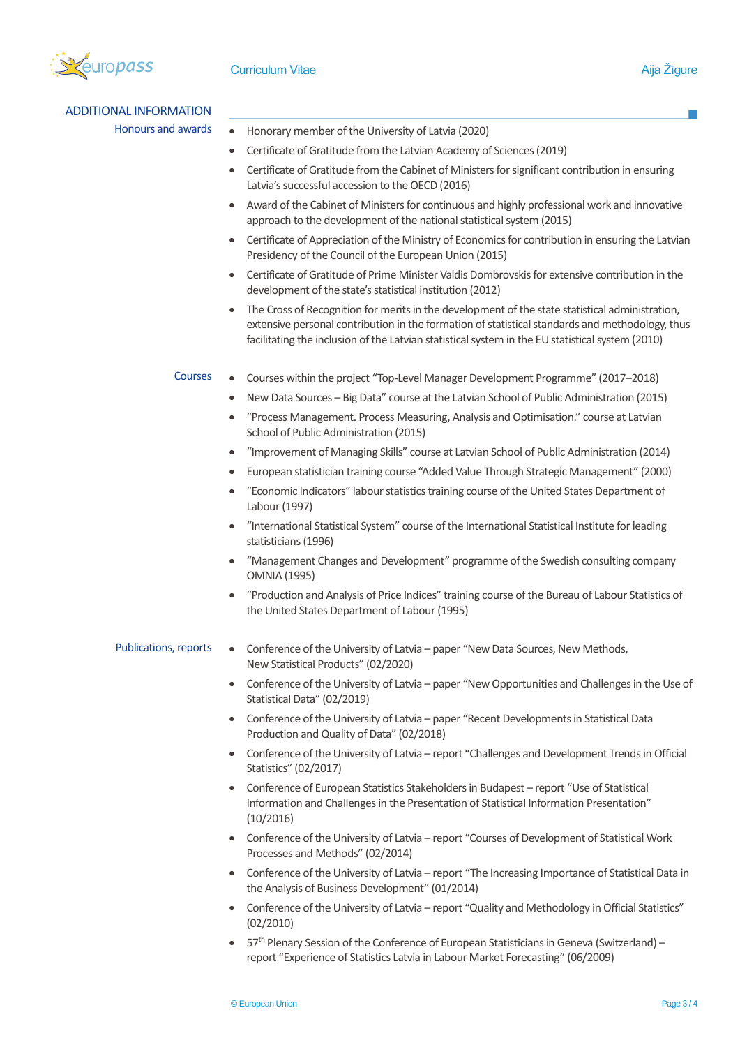## ADDITIONAL INFORMATION

### Honours and awards

- Honorary member of the University of Latvia (2020)
- Certificate of Gratitude from the Latvian Academy of Sciences (2019)
- Certificate of Gratitude from the Cabinet of Ministers for significant contribution in ensuring Latvia's successful accession to the OECD (2016)
- Award of the Cabinet of Ministers for continuous and highly professional work and innovative approach to the development of the national statistical system (2015)
- Certificate of Appreciation of the Ministry of Economics for contribution in ensuring the Latvian Presidency of the Council of the European Union (2015)
- Certificate of Gratitude of Prime Minister Valdis Dombrovskis for extensive contribution in the development of the state's statistical institution (2012)
- The Cross of Recognition for merits in the development of the state statistical administration, extensive personal contribution in the formation of statistical standards and methodology, thus facilitating the inclusion of the Latvian statistical system in the EU statistical system (2010)

### Courses

- Courses within the project "Top-Level Manager Development Programme" (2017–2018)
- New Data Sources – Big Data" course at the Latvian School of Public Administration (2015)
- "Process Management. Process Measuring, Analysis and Optimisation." course at Latvian School of Public Administration (2015)
- "Improvement of Managing Skills" course at Latvian School of Public Administration (2014)
- European statistician training course "Added Value Through Strategic Management" (2000)
- "Economic Indicators" labour statistics training course of the United States Department of Labour (1997)
- "International Statistical System" course of the International Statistical Institute for leading statisticians (1996)
- "Management Changes and Development" programme of the Swedish consulting company OMNIA (1995)
- "Production and Analysis of Price Indices" training course of the Bureau of Labour Statistics of the United States Department of Labour (1995)

### Publications, reports

- Conference of the University of Latvia – paper "New Data Sources, New Methods, New Statistical Products" (02/2020)
- Conference of the University of Latvia – paper "New Opportunities and Challenges in the Use of Statistical Data" (02/2019)
- Conference of the University of Latvia – paper "Recent Developments in Statistical Data Production and Quality of Data" (02/2018)
- Conference of the University of Latvia – report "Challenges and Development Trends in Official Statistics" (02/2017)
- Conference of European Statistics Stakeholders in Budapest – report "Use of Statistical Information and Challenges in the Presentation of Statistical Information Presentation" (10/2016)
- Conference of the University of Latvia – report "Courses of Development of Statistical Work Processes and Methods" (02/2014)
- Conference of the University of Latvia – report "The Increasing Importance of Statistical Data in the Analysis of Business Development" (01/2014)
- Conference of the University of Latvia – report "Quality and Methodology in Official Statistics" (02/2010)
- 57th Plenary Session of the Conference of European Statisticians in Geneva (Switzerland) – report "Experience of Statistics Latvia in Labour Market Forecasting" (06/2009)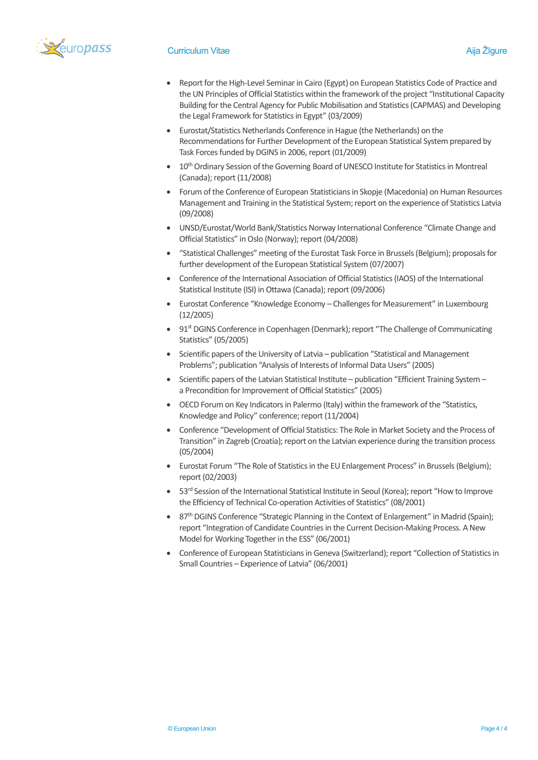- Report for the High-Level Seminar in Cairo (Egypt) on European Statistics Code of Practice and the UN Principles of Official Statistics within the framework of the project "Institutional Capacity Building for the Central Agency for Public Mobilisation and Statistics (CAPMAS) and Developing the Legal Framework for Statistics in Egypt" (03/2009)
- Eurostat/Statistics Netherlands Conference in Hague (the Netherlands) on the Recommendations for Further Development of the European Statistical System prepared by Task Forces funded by DGINS in 2006, report (01/2009)
- 10th Ordinary Session of the Governing Board of UNESCO Institute for Statistics in Montreal (Canada); report (11/2008)
- Forum of the Conference of European Statisticians in Skopje (Macedonia) on Human Resources Management and Training in the Statistical System; report on the experience of Statistics Latvia (09/2008)
- UNSD/Eurostat/World Bank/Statistics Norway International Conference "Climate Change and Official Statistics" in Oslo (Norway); report (04/2008)
- "Statistical Challenges" meeting of the Eurostat Task Force in Brussels (Belgium); proposals for further development of the European Statistical System (07/2007)
- Conference of the International Association of Official Statistics (IAOS) of the International Statistical Institute (ISI) in Ottawa (Canada); report (09/2006)
- Eurostat Conference "Knowledge Economy – Challenges for Measurement" in Luxembourg (12/2005)
- 91st DGINS Conference in Copenhagen (Denmark); report "The Challenge of Communicating Statistics" (05/2005)
- Scientific papers of the University of Latvia – publication "Statistical and Management Problems"; publication "Analysis of Interests of Informal Data Users" (2005)
- Scientific papers of the Latvian Statistical Institute – publication "Efficient Training System – a Precondition for Improvement of Official Statistics" (2005)
- OECD Forum on Key Indicators in Palermo (Italy) within the framework of the "Statistics, Knowledge and Policy" conference; report (11/2004)
- Conference "Development of Official Statistics: The Role in Market Society and the Process of Transition" in Zagreb (Croatia); report on the Latvian experience during the transition process (05/2004)
- Eurostat Forum "The Role of Statistics in the EU Enlargement Process" in Brussels (Belgium); report (02/2003)
- 53rd Session of the International Statistical Institute in Seoul (Korea); report "How to Improve the Efficiency of Technical Co-operation Activities of Statistics" (08/2001)
- 87th DGINS Conference "Strategic Planning in the Context of Enlargement" in Madrid (Spain); report "Integration of Candidate Countries in the Current Decision-Making Process. A New Model for Working Together in the ESS" (06/2001)
- Conference of European Statisticians in Geneva (Switzerland); report "Collection of Statistics in Small Countries – Experience of Latvia" (06/2001)